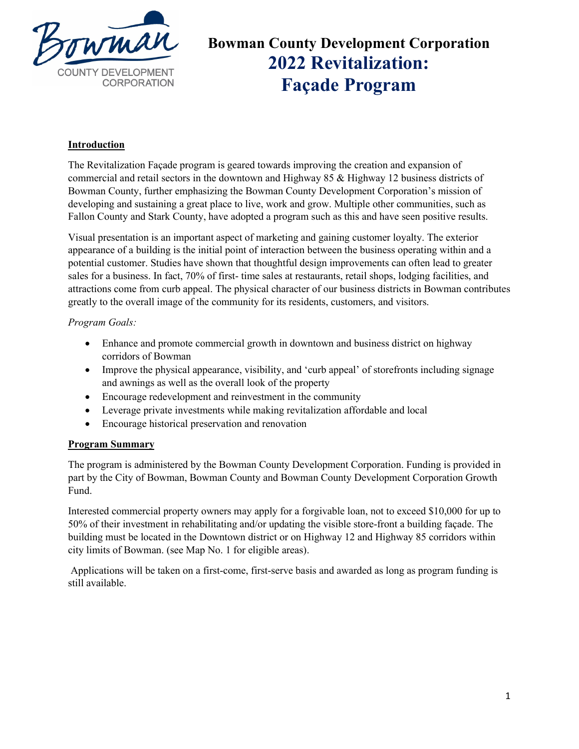# Bowman County Development Corporation

# 2022 Revitalization: Façade Program

## Introduction

The Revitalization Façade program is geared towards improving the creation and expansion of commercial and retail sectors in the downtown and Highway 85 & Highway 12 business districts of Bowman County, further emphasizing the Bowman County Development Corporation's mission of developing and sustaining a great place to live, work and grow. Multiple other communities, such as Fallon County and Stark County, have adopted a program such as this and have seen positive results.

Visual presentation is an important aspect of marketing and gaining customer loyalty. The exterior appearance of a building is the initial point of interaction between the business operating within and a potential customer. Studies have shown that thoughtful design improvements can often lead to greater sales for a business. In fact, 70% of first- time sales at restaurants, retail shops, lodging facilities, and attractions come from curb appeal. The physical character of our business districts in Bowman contributes greatly to the overall image of the community for its residents, customers, and visitors.

*Program Goals:*

- Enhance and promote commercial growth in downtown and business district on highway corridors of Bowman
- Improve the physical appearance, visibility, and 'curb appeal' of storefronts including signage and awnings as well as the overall look of the property
- Encourage redevelopment and reinvestment in the community
- Leverage private investments while making revitalization affordable and local
- Encourage historical preservation and renovation

## Program Summary

The program is administered by the Bowman County Development Corporation. Funding is provided in part by the City of Bowman, Bowman County and Bowman County Development Corporation Growth Fund.

Interested commercial property owners may apply for a forgivable loan, not to exceed $10,000 for up to 50% of their investment in rehabilitating and/or updating the visible store-front a building façade. The building must be located in the Downtown district or on Highway 12 and Highway 85 corridors within city limits of Bowman. (see Map No. 1 for eligible areas).

Applications will be taken on a first-come, first-serve basis and awarded as long as program funding is still available.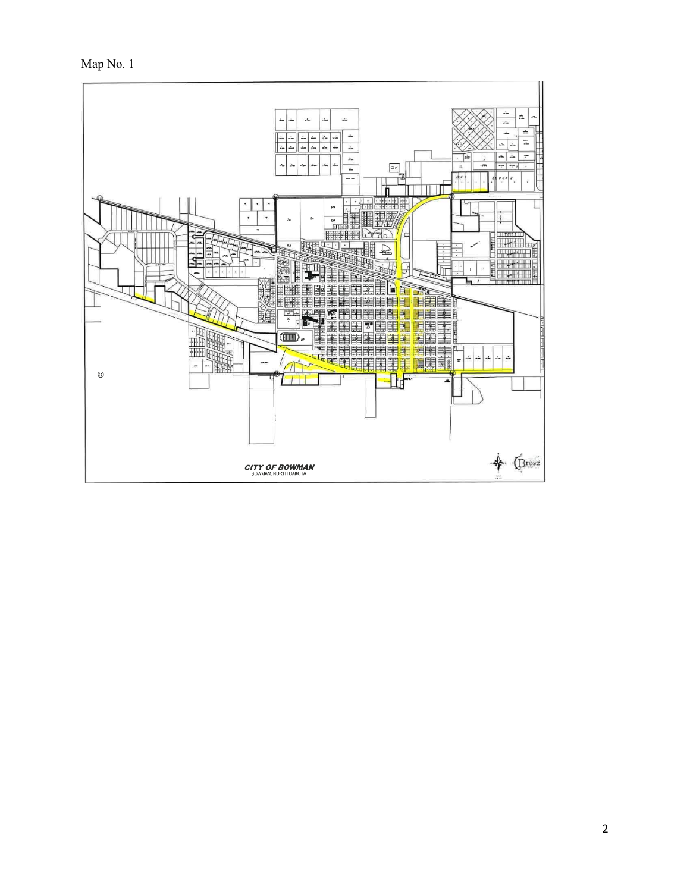Map No. 1

CITY OF BOWMAN
BOWMAN, NORTH DAKOTA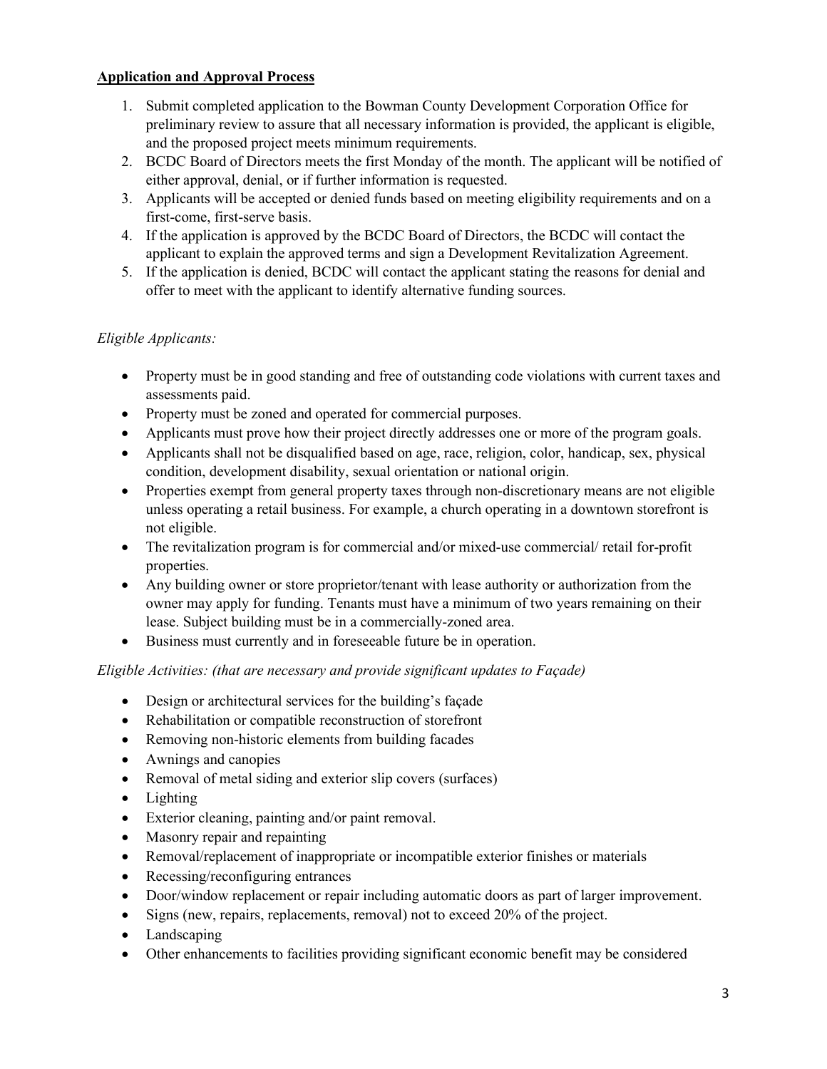**Application and Approval Process**

1. Submit completed application to the Bowman County Development Corporation Office for preliminary review to assure that all necessary information is provided, the applicant is eligible, and the proposed project meets minimum requirements.
2. BCDC Board of Directors meets the first Monday of the month. The applicant will be notified of either approval, denial, or if further information is requested.
3. Applicants will be accepted or denied funds based on meeting eligibility requirements and on a first-come, first-serve basis.
4. If the application is approved by the BCDC Board of Directors, the BCDC will contact the applicant to explain the approved terms and sign a Development Revitalization Agreement.
5. If the application is denied, BCDC will contact the applicant stating the reasons for denial and offer to meet with the applicant to identify alternative funding sources.

*Eligible Applicants:*

- Property must be in good standing and free of outstanding code violations with current taxes and assessments paid.
- Property must be zoned and operated for commercial purposes.
- Applicants must prove how their project directly addresses one or more of the program goals.
- Applicants shall not be disqualified based on age, race, religion, color, handicap, sex, physical condition, development disability, sexual orientation or national origin.
- Properties exempt from general property taxes through non-discretionary means are not eligible unless operating a retail business. For example, a church operating in a downtown storefront is not eligible.
- The revitalization program is for commercial and/or mixed-use commercial/ retail for-profit properties.
- Any building owner or store proprietor/tenant with lease authority or authorization from the owner may apply for funding. Tenants must have a minimum of two years remaining on their lease. Subject building must be in a commercially-zoned area.
- Business must currently and in foreseeable future be in operation.

*Eligible Activities: (that are necessary and provide significant updates to Façade)*

- Design or architectural services for the building's façade
- Rehabilitation or compatible reconstruction of storefront
- Removing non-historic elements from building facades
- Awnings and canopies
- Removal of metal siding and exterior slip covers (surfaces)
- Lighting
- Exterior cleaning, painting and/or paint removal.
- Masonry repair and repainting
- Removal/replacement of inappropriate or incompatible exterior finishes or materials
- Recessing/reconfiguring entrances
- Door/window replacement or repair including automatic doors as part of larger improvement.
- Signs (new, repairs, replacements, removal) not to exceed 20% of the project.
- Landscaping
- Other enhancements to facilities providing significant economic benefit may be considered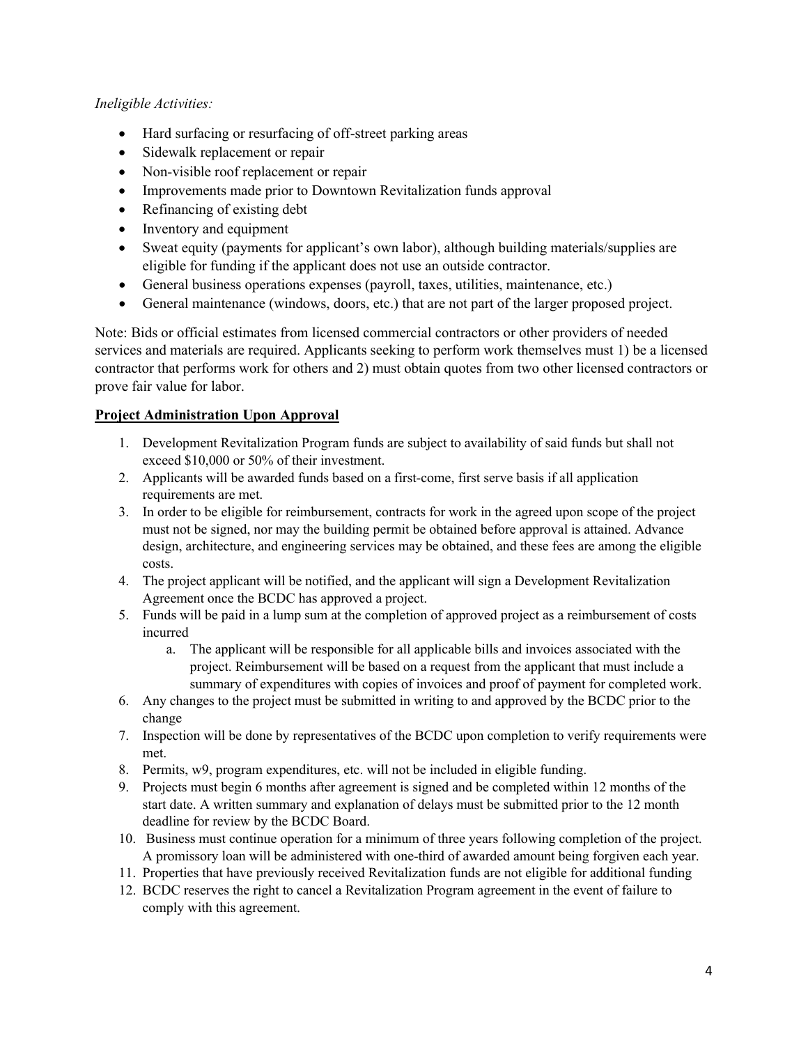*Ineligible Activities:*

- Hard surfacing or resurfacing of off-street parking areas
- Sidewalk replacement or repair
- Non-visible roof replacement or repair
- Improvements made prior to Downtown Revitalization funds approval
- Refinancing of existing debt
- Inventory and equipment
- Sweat equity (payments for applicant's own labor), although building materials/supplies are eligible for funding if the applicant does not use an outside contractor.
- General business operations expenses (payroll, taxes, utilities, maintenance, etc.)
- General maintenance (windows, doors, etc.) that are not part of the larger proposed project.

Note: Bids or official estimates from licensed commercial contractors or other providers of needed services and materials are required. Applicants seeking to perform work themselves must 1) be a licensed contractor that performs work for others and 2) must obtain quotes from two other licensed contractors or prove fair value for labor.

**<u>Project Administration Upon Approval</u>**

1. Development Revitalization Program funds are subject to availability of said funds but shall not exceed $10,000 or 50% of their investment.
2. Applicants will be awarded funds based on a first-come, first serve basis if all application requirements are met.
3. In order to be eligible for reimbursement, contracts for work in the agreed upon scope of the project must not be signed, nor may the building permit be obtained before approval is attained. Advance design, architecture, and engineering services may be obtained, and these fees are among the eligible costs.
4. The project applicant will be notified, and the applicant will sign a Development Revitalization Agreement once the BCDC has approved a project.
5. Funds will be paid in a lump sum at the completion of approved project as a reimbursement of costs incurred
   a. The applicant will be responsible for all applicable bills and invoices associated with the project. Reimbursement will be based on a request from the applicant that must include a summary of expenditures with copies of invoices and proof of payment for completed work.
6. Any changes to the project must be submitted in writing to and approved by the BCDC prior to the change
7. Inspection will be done by representatives of the BCDC upon completion to verify requirements were met.
8. Permits, w9, program expenditures, etc. will not be included in eligible funding.
9. Projects must begin 6 months after agreement is signed and be completed within 12 months of the start date. A written summary and explanation of delays must be submitted prior to the 12 month deadline for review by the BCDC Board.
10. Business must continue operation for a minimum of three years following completion of the project. A promissory loan will be administered with one-third of awarded amount being forgiven each year.
11. Properties that have previously received Revitalization funds are not eligible for additional funding
12. BCDC reserves the right to cancel a Revitalization Program agreement in the event of failure to comply with this agreement.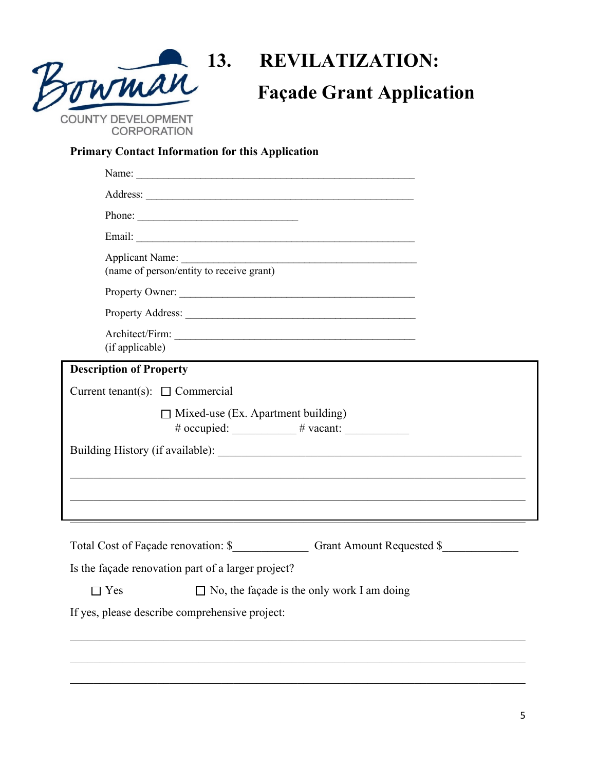Bowman COUNTY DEVELOPMENT CORPORATION

# 13. REVILATIZATION:

## Façade Grant Application

**Primary Contact Information for this Application**

Name: ____________________________________________________

Address: __________________________________________________

Phone: _____________________________

Email: ____________________________________________________

Applicant Name: ___________________________________________
(name of person/entity to receive grant)

Property Owner: ___________________________________________

Property Address: __________________________________________

Architect/Firm: ____________________________________________
(if applicable)

**Description of Property**

Current tenant(s): ☐ Commercial

☐ Mixed-use (Ex. Apartment building)
\# occupied: ___________ # vacant: ___________

Building History (if available): _______________________________________________________

_________________________________________________________________________________

_________________________________________________________________________________

_________________________________________________________________________________

Total Cost of Façade renovation: $_____________ Grant Amount Requested $_____________

Is the façade renovation part of a larger project?

☐ Yes ☐ No, the façade is the only work I am doing

If yes, please describe comprehensive project:

_________________________________________________________________________________

_________________________________________________________________________________

_________________________________________________________________________________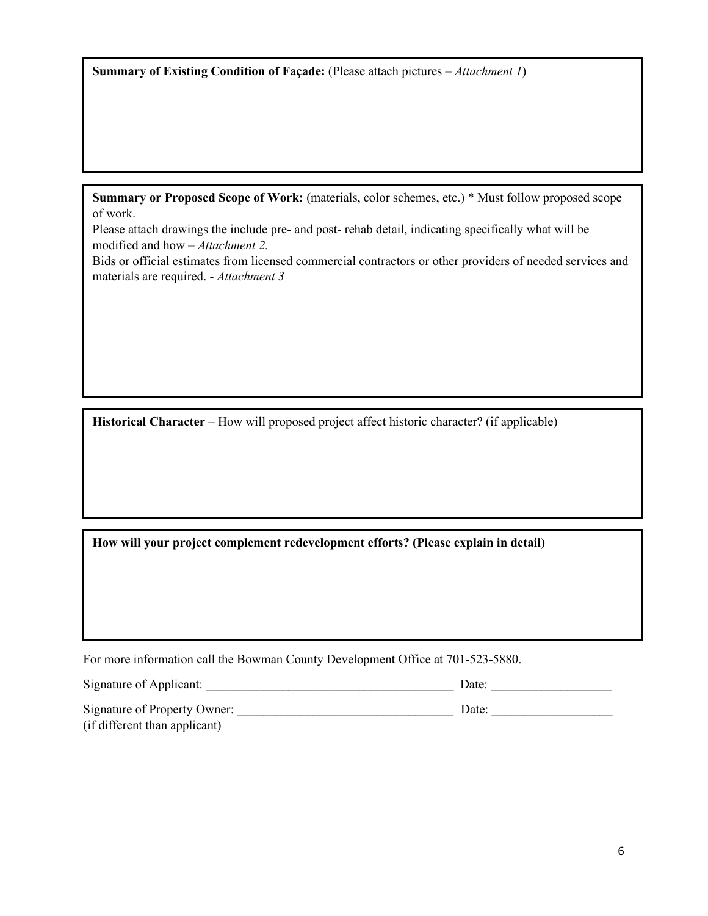**Summary of Existing Condition of Façade:** (Please attach pictures – *Attachment 1*)

**Summary or Proposed Scope of Work:** (materials, color schemes, etc.) * Must follow proposed scope of work.

Please attach drawings the include pre- and post- rehab detail, indicating specifically what will be modified and how – *Attachment 2.*

Bids or official estimates from licensed commercial contractors or other providers of needed services and materials are required. - *Attachment 3*

**Historical Character** – How will proposed project affect historic character? (if applicable)

**How will your project complement redevelopment efforts? (Please explain in detail)**

For more information call the Bowman County Development Office at 701-523-5880.

Signature of Applicant: _______________________________________ Date: ___________________

Signature of Property Owner: __________________________________ Date: ___________________
(if different than applicant)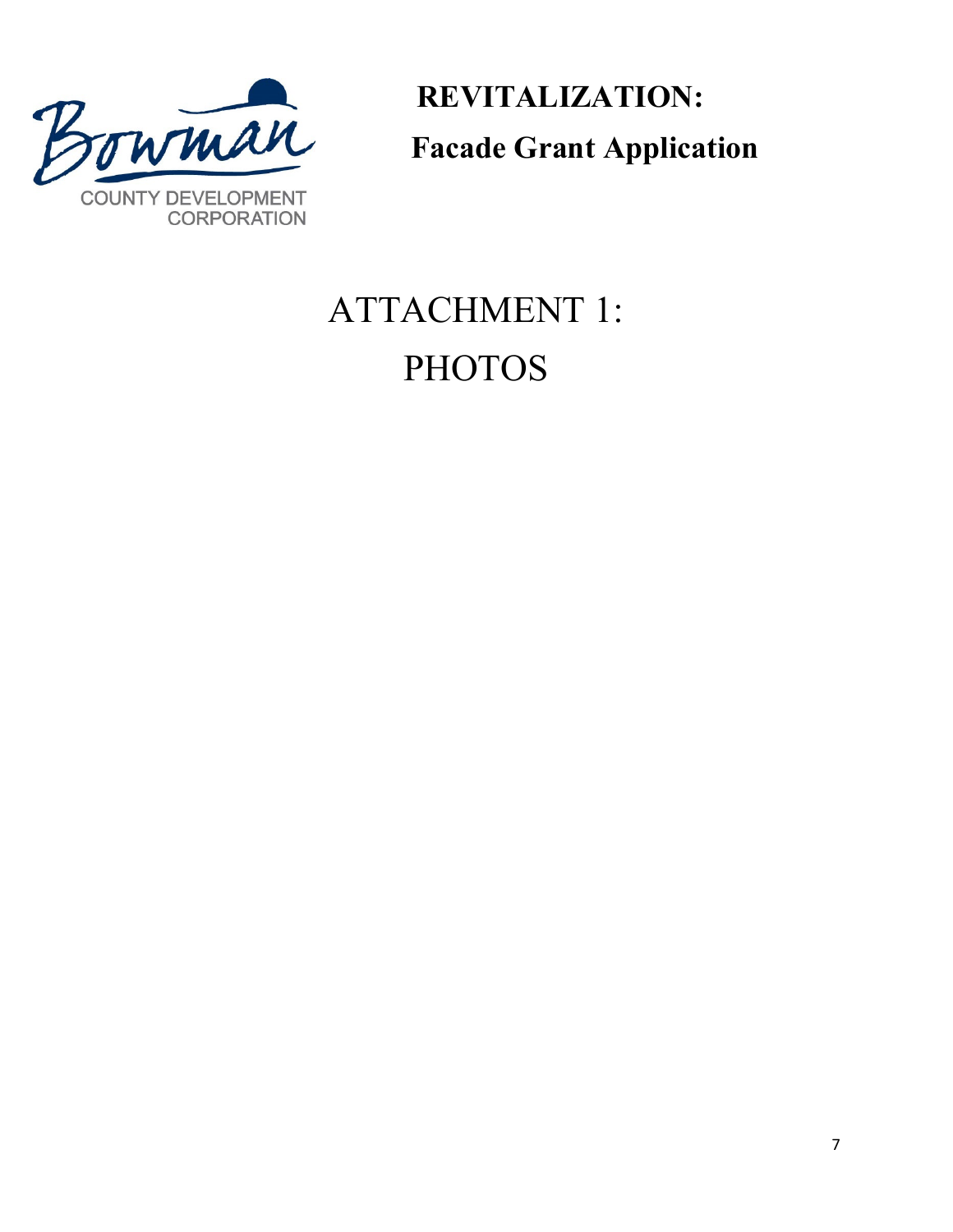Bowman COUNTY DEVELOPMENT CORPORATION

**REVITALIZATION:**

**Facade Grant Application**

# ATTACHMENT 1:
# PHOTOS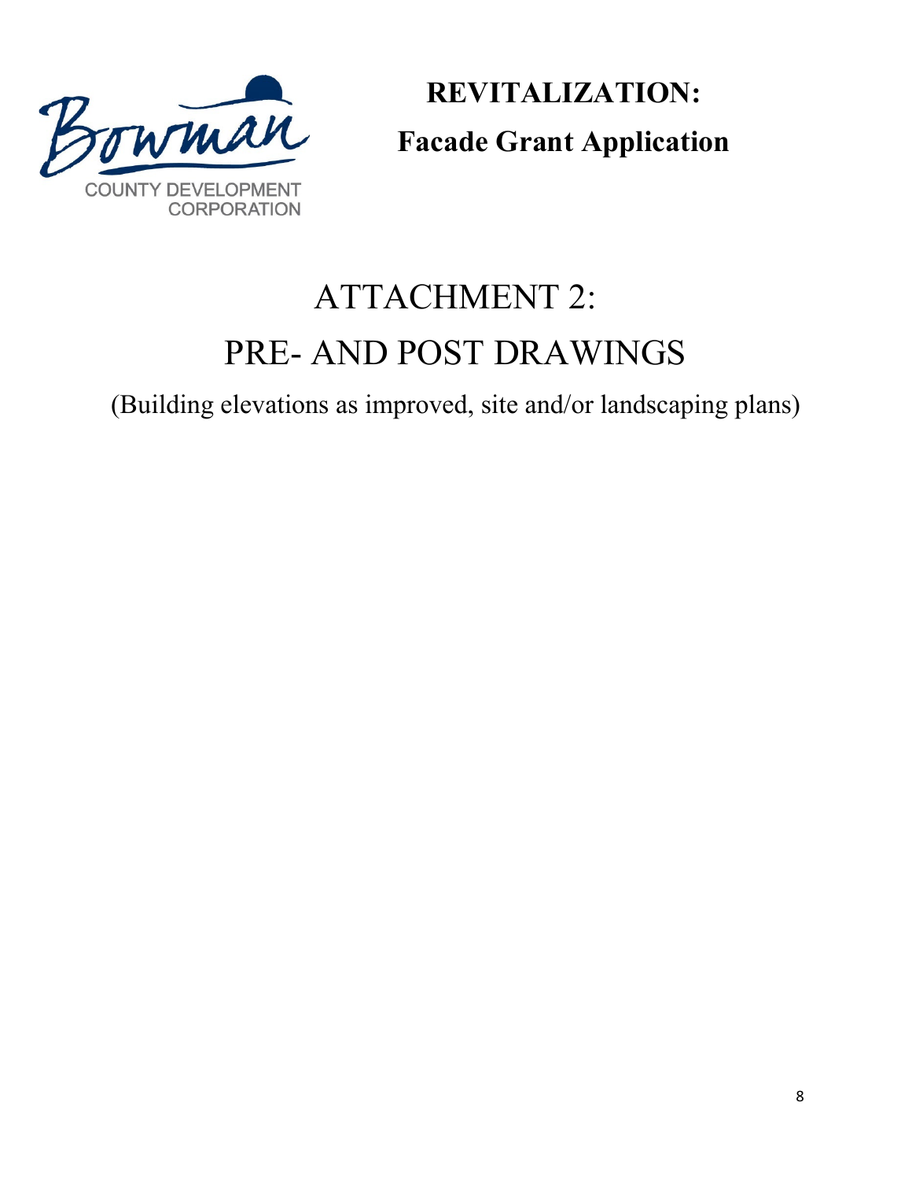Bowman

COUNTY DEVELOPMENT CORPORATION

**REVITALIZATION:**

**Facade Grant Application**

# ATTACHMENT 2:
# PRE- AND POST DRAWINGS

(Building elevations as improved, site and/or landscaping plans)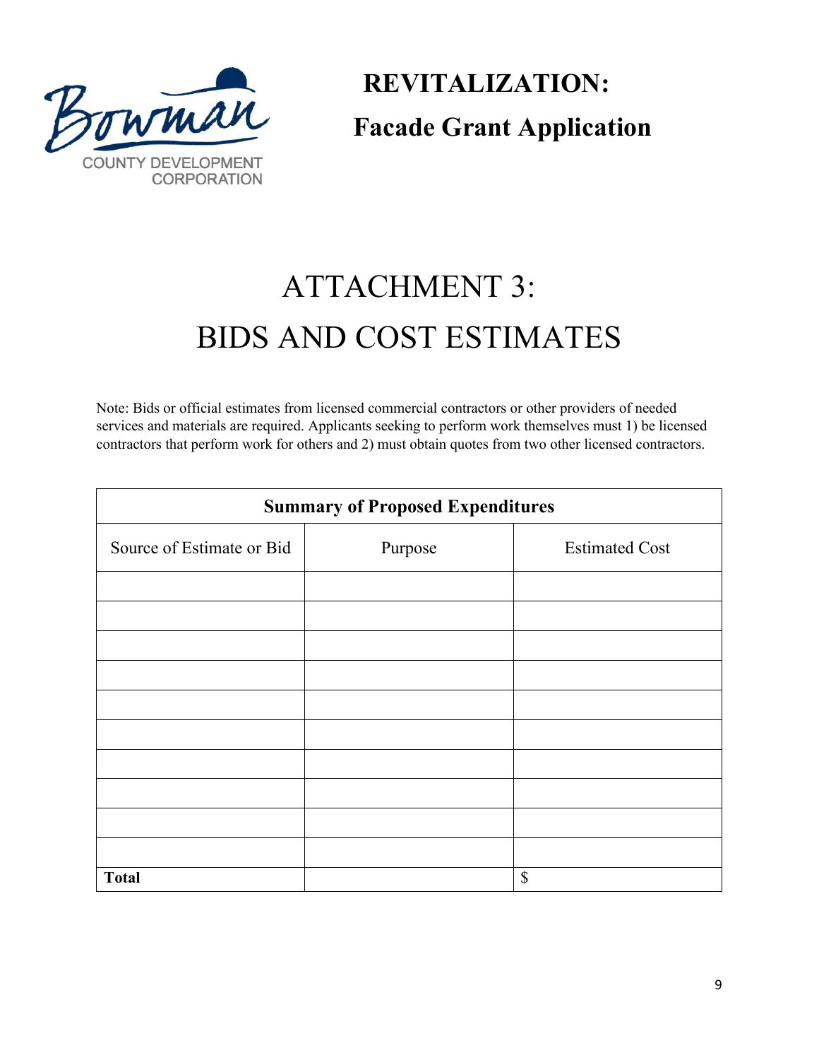**REVITALIZATION:**

**Facade Grant Application**

# ATTACHMENT 3:
# BIDS AND COST ESTIMATES

Note: Bids or official estimates from licensed commercial contractors or other providers of needed services and materials are required. Applicants seeking to perform work themselves must 1) be licensed contractors that perform work for others and 2) must obtain quotes from two other licensed contractors.

| **Summary of Proposed Expenditures** | | |
|---|---|---|
| Source of Estimate or Bid | Purpose | Estimated Cost |
| | | |
| | | |
| | | |
| | | |
| | | |
| | | |
| | | |
| | | |
| | | |
| | | |
| **Total** | | $ |